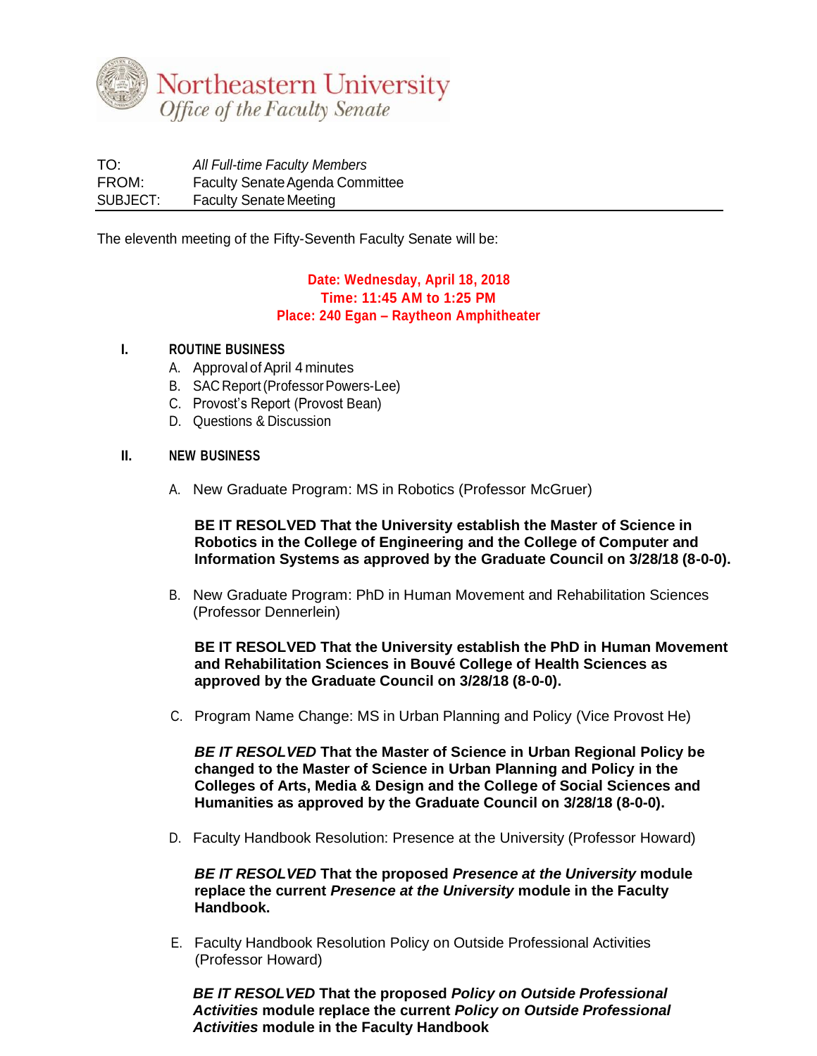# Northeastern University
*Office of the Faculty Senate*

TO: *All Full-time Faculty Members*
FROM: Faculty Senate Agenda Committee
SUBJECT: Faculty Senate Meeting

---

The eleventh meeting of the Fifty-Seventh Faculty Senate will be:

**Date: Wednesday, April 18, 2018**
**Time: 11:45 AM to 1:25 PM**
**Place: 240 Egan – Raytheon Amphitheater**

## I. ROUTINE BUSINESS

A. Approval of April 4 minutes
B. SAC Report (Professor Powers-Lee)
C. Provost's Report (Provost Bean)
D. Questions & Discussion

## II. NEW BUSINESS

A. New Graduate Program: MS in Robotics (Professor McGruer)

**BE IT RESOLVED That the University establish the Master of Science in Robotics in the College of Engineering and the College of Computer and Information Systems as approved by the Graduate Council on 3/28/18 (8-0-0).**

B. New Graduate Program: PhD in Human Movement and Rehabilitation Sciences (Professor Dennerlein)

**BE IT RESOLVED That the University establish the PhD in Human Movement and Rehabilitation Sciences in Bouvé College of Health Sciences as approved by the Graduate Council on 3/28/18 (8-0-0).**

C. Program Name Change: MS in Urban Planning and Policy (Vice Provost He)

***BE IT RESOLVED* That the Master of Science in Urban Regional Policy be changed to the Master of Science in Urban Planning and Policy in the Colleges of Arts, Media & Design and the College of Social Sciences and Humanities as approved by the Graduate Council on 3/28/18 (8-0-0).**

D. Faculty Handbook Resolution: Presence at the University (Professor Howard)

***BE IT RESOLVED* That the proposed *Presence at the University* module replace the current *Presence at the University* module in the Faculty Handbook.**

E. Faculty Handbook Resolution Policy on Outside Professional Activities (Professor Howard)

***BE IT RESOLVED* That the proposed *Policy on Outside Professional Activities* module replace the current *Policy on Outside Professional Activities* module in the Faculty Handbook**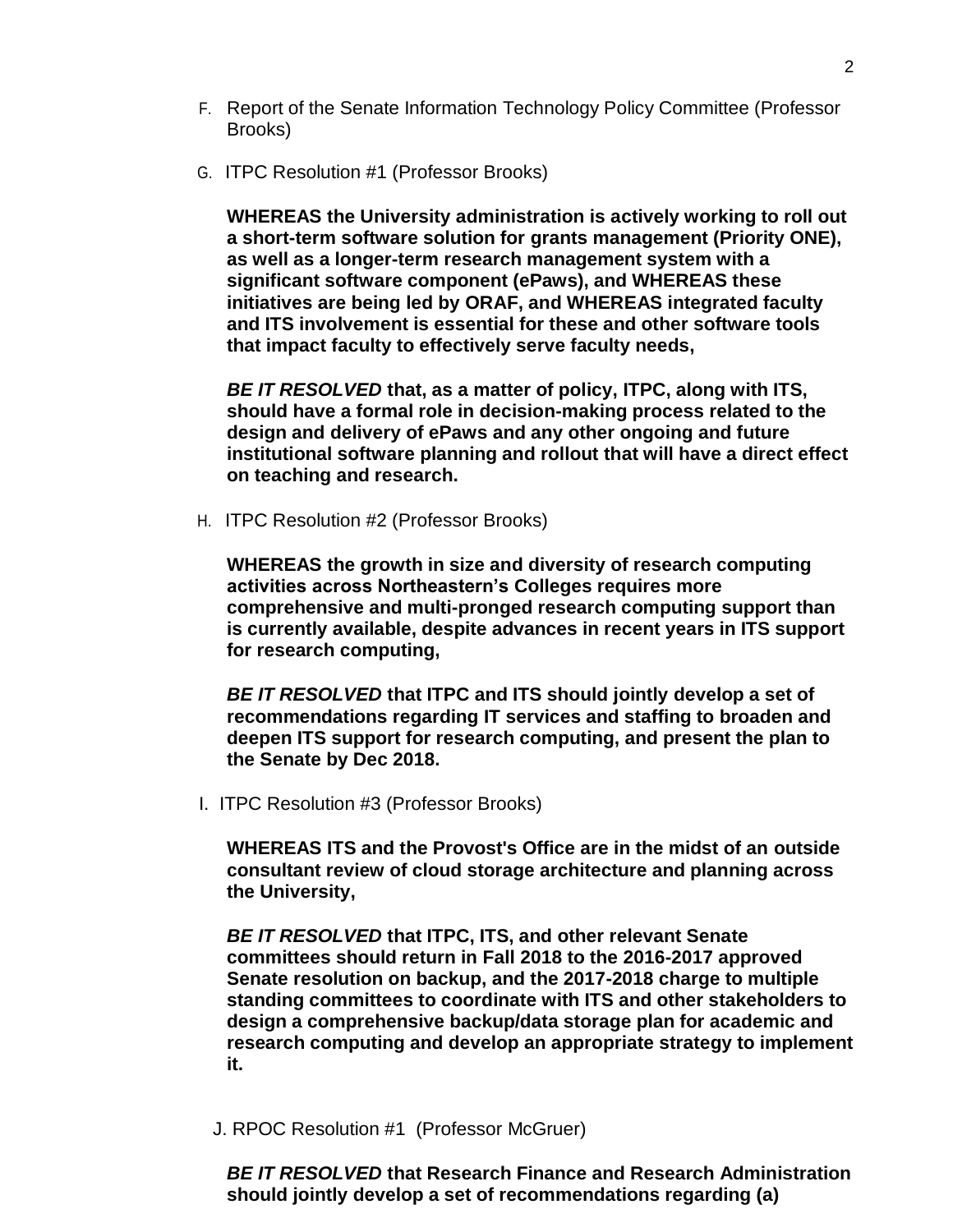F. Report of the Senate Information Technology Policy Committee (Professor Brooks)

G. ITPC Resolution #1 (Professor Brooks)

**WHEREAS the University administration is actively working to roll out a short-term software solution for grants management (Priority ONE), as well as a longer-term research management system with a significant software component (ePaws), and WHEREAS these initiatives are being led by ORAF, and WHEREAS integrated faculty and ITS involvement is essential for these and other software tools that impact faculty to effectively serve faculty needs,**

***BE IT RESOLVED*** **that, as a matter of policy, ITPC, along with ITS, should have a formal role in decision-making process related to the design and delivery of ePaws and any other ongoing and future institutional software planning and rollout that will have a direct effect on teaching and research.**

H. ITPC Resolution #2 (Professor Brooks)

**WHEREAS the growth in size and diversity of research computing activities across Northeastern's Colleges requires more comprehensive and multi-pronged research computing support than is currently available, despite advances in recent years in ITS support for research computing,**

***BE IT RESOLVED*** **that ITPC and ITS should jointly develop a set of recommendations regarding IT services and staffing to broaden and deepen ITS support for research computing, and present the plan to the Senate by Dec 2018.**

I. ITPC Resolution #3 (Professor Brooks)

**WHEREAS ITS and the Provost's Office are in the midst of an outside consultant review of cloud storage architecture and planning across the University,**

***BE IT RESOLVED*** **that ITPC, ITS, and other relevant Senate committees should return in Fall 2018 to the 2016-2017 approved Senate resolution on backup, and the 2017-2018 charge to multiple standing committees to coordinate with ITS and other stakeholders to design a comprehensive backup/data storage plan for academic and research computing and develop an appropriate strategy to implement it.**

J. RPOC Resolution #1 (Professor McGruer)

***BE IT RESOLVED*** **that Research Finance and Research Administration should jointly develop a set of recommendations regarding (a)**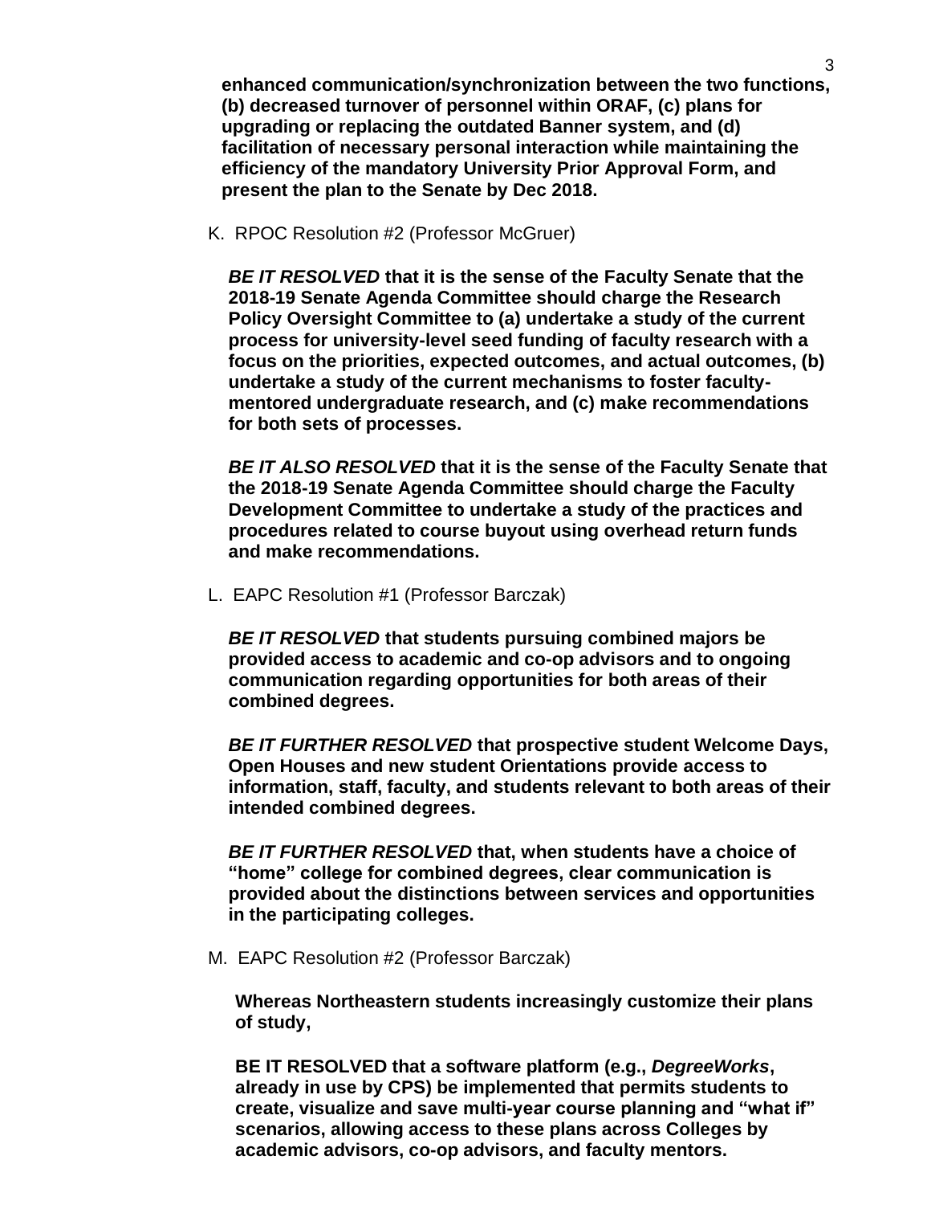**enhanced communication/synchronization between the two functions, (b) decreased turnover of personnel within ORAF, (c) plans for upgrading or replacing the outdated Banner system, and (d) facilitation of necessary personal interaction while maintaining the efficiency of the mandatory University Prior Approval Form, and present the plan to the Senate by Dec 2018.**

K. RPOC Resolution #2 (Professor McGruer)

***BE IT RESOLVED* that it is the sense of the Faculty Senate that the 2018-19 Senate Agenda Committee should charge the Research Policy Oversight Committee to (a) undertake a study of the current process for university-level seed funding of faculty research with a focus on the priorities, expected outcomes, and actual outcomes, (b) undertake a study of the current mechanisms to foster faculty-mentored undergraduate research, and (c) make recommendations for both sets of processes.**

***BE IT ALSO RESOLVED* that it is the sense of the Faculty Senate that the 2018-19 Senate Agenda Committee should charge the Faculty Development Committee to undertake a study of the practices and procedures related to course buyout using overhead return funds and make recommendations.**

L. EAPC Resolution #1 (Professor Barczak)

***BE IT RESOLVED* that students pursuing combined majors be provided access to academic and co-op advisors and to ongoing communication regarding opportunities for both areas of their combined degrees.**

***BE IT FURTHER RESOLVED* that prospective student Welcome Days, Open Houses and new student Orientations provide access to information, staff, faculty, and students relevant to both areas of their intended combined degrees.**

***BE IT FURTHER RESOLVED* that, when students have a choice of "home" college for combined degrees, clear communication is provided about the distinctions between services and opportunities in the participating colleges.**

M. EAPC Resolution #2 (Professor Barczak)

**Whereas Northeastern students increasingly customize their plans of study,**

**BE IT RESOLVED that a software platform (e.g., *DegreeWorks*, already in use by CPS) be implemented that permits students to create, visualize and save multi-year course planning and "what if" scenarios, allowing access to these plans across Colleges by academic advisors, co-op advisors, and faculty mentors.**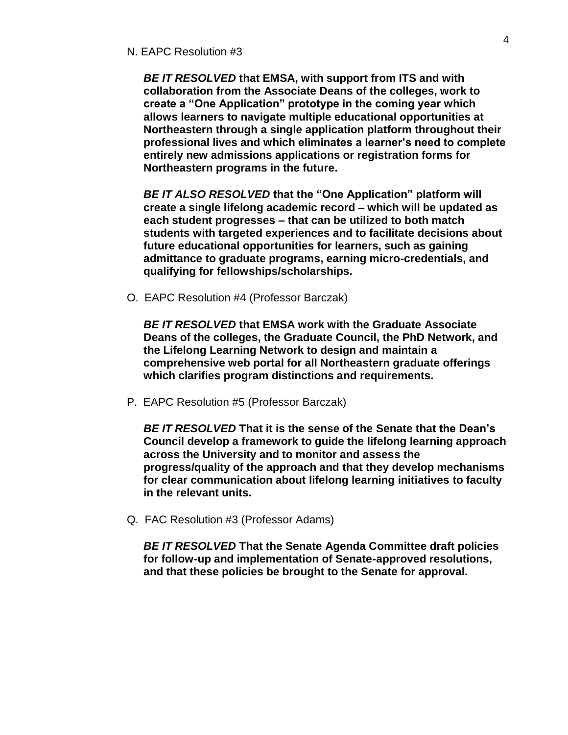N. EAPC Resolution #3

***BE IT RESOLVED*** **that EMSA, with support from ITS and with collaboration from the Associate Deans of the colleges, work to create a "One Application" prototype in the coming year which allows learners to navigate multiple educational opportunities at Northeastern through a single application platform throughout their professional lives and which eliminates a learner's need to complete entirely new admissions applications or registration forms for Northeastern programs in the future.**

***BE IT ALSO RESOLVED*** **that the "One Application" platform will create a single lifelong academic record – which will be updated as each student progresses – that can be utilized to both match students with targeted experiences and to facilitate decisions about future educational opportunities for learners, such as gaining admittance to graduate programs, earning micro-credentials, and qualifying for fellowships/scholarships.**

O. EAPC Resolution #4 (Professor Barczak)

***BE IT RESOLVED*** **that EMSA work with the Graduate Associate Deans of the colleges, the Graduate Council, the PhD Network, and the Lifelong Learning Network to design and maintain a comprehensive web portal for all Northeastern graduate offerings which clarifies program distinctions and requirements.**

P. EAPC Resolution #5 (Professor Barczak)

***BE IT RESOLVED*** **That it is the sense of the Senate that the Dean's Council develop a framework to guide the lifelong learning approach across the University and to monitor and assess the progress/quality of the approach and that they develop mechanisms for clear communication about lifelong learning initiatives to faculty in the relevant units.**

Q. FAC Resolution #3 (Professor Adams)

***BE IT RESOLVED*** **That the Senate Agenda Committee draft policies for follow-up and implementation of Senate-approved resolutions, and that these policies be brought to the Senate for approval.**